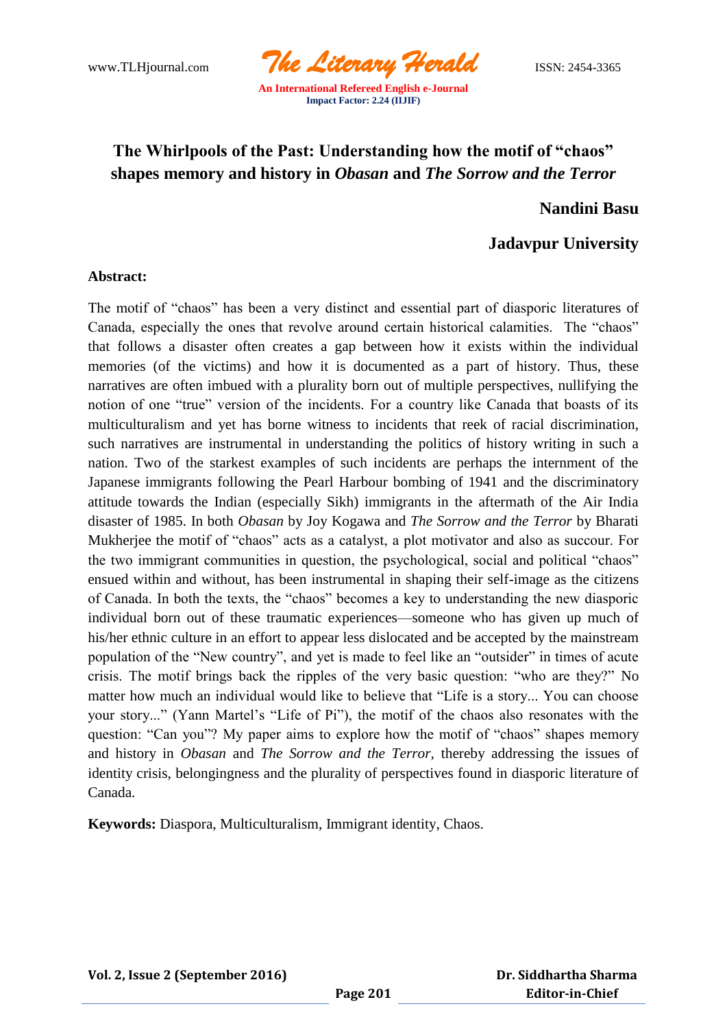# The Whirlpools of the Past: Understanding how the motif of "chaos" shapes memory and history in *Obasan* and *The Sorrow and the Terror*

**Nandini Basu**

**Jadavpur University**

**Abstract:**

The motif of "chaos" has been a very distinct and essential part of diasporic literatures of Canada, especially the ones that revolve around certain historical calamities. The "chaos" that follows a disaster often creates a gap between how it exists within the individual memories (of the victims) and how it is documented as a part of history. Thus, these narratives are often imbued with a plurality born out of multiple perspectives, nullifying the notion of one "true" version of the incidents. For a country like Canada that boasts of its multiculturalism and yet has borne witness to incidents that reek of racial discrimination, such narratives are instrumental in understanding the politics of history writing in such a nation. Two of the starkest examples of such incidents are perhaps the internment of the Japanese immigrants following the Pearl Harbour bombing of 1941 and the discriminatory attitude towards the Indian (especially Sikh) immigrants in the aftermath of the Air India disaster of 1985. In both *Obasan* by Joy Kogawa and *The Sorrow and the Terror* by Bharati Mukherjee the motif of "chaos" acts as a catalyst, a plot motivator and also as succour. For the two immigrant communities in question, the psychological, social and political "chaos" ensued within and without, has been instrumental in shaping their self-image as the citizens of Canada. In both the texts, the "chaos" becomes a key to understanding the new diasporic individual born out of these traumatic experiences—someone who has given up much of his/her ethnic culture in an effort to appear less dislocated and be accepted by the mainstream population of the "New country", and yet is made to feel like an "outsider" in times of acute crisis. The motif brings back the ripples of the very basic question: "who are they?" No matter how much an individual would like to believe that "Life is a story... You can choose your story..." (Yann Martel's "Life of Pi"), the motif of the chaos also resonates with the question: "Can you"? My paper aims to explore how the motif of "chaos" shapes memory and history in *Obasan* and *The Sorrow and the Terror*, thereby addressing the issues of identity crisis, belongingness and the plurality of perspectives found in diasporic literature of Canada.

**Keywords:** Diaspora, Multiculturalism, Immigrant identity, Chaos.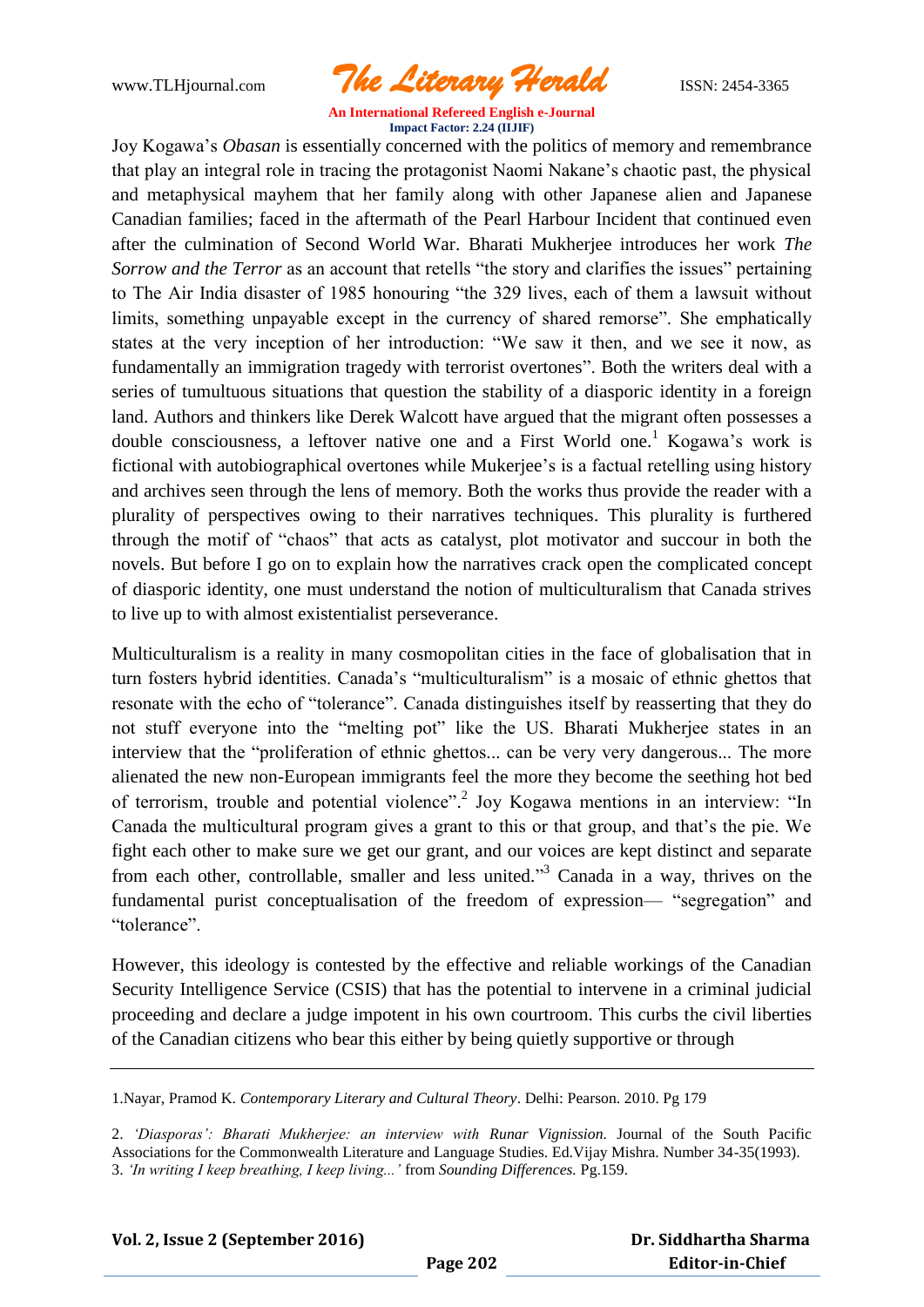Joy Kogawa's *Obasan* is essentially concerned with the politics of memory and remembrance that play an integral role in tracing the protagonist Naomi Nakane's chaotic past, the physical and metaphysical mayhem that her family along with other Japanese alien and Japanese Canadian families; faced in the aftermath of the Pearl Harbour Incident that continued even after the culmination of Second World War. Bharati Mukherjee introduces her work *The Sorrow and the Terror* as an account that retells "the story and clarifies the issues" pertaining to The Air India disaster of 1985 honouring "the 329 lives, each of them a lawsuit without limits, something unpayable except in the currency of shared remorse". She emphatically states at the very inception of her introduction: "We saw it then, and we see it now, as fundamentally an immigration tragedy with terrorist overtones". Both the writers deal with a series of tumultuous situations that question the stability of a diasporic identity in a foreign land. Authors and thinkers like Derek Walcott have argued that the migrant often possesses a double consciousness, a leftover native one and a First World one.[1] Kogawa's work is fictional with autobiographical overtones while Mukerjee's is a factual retelling using history and archives seen through the lens of memory. Both the works thus provide the reader with a plurality of perspectives owing to their narratives techniques. This plurality is furthered through the motif of "chaos" that acts as catalyst, plot motivator and succour in both the novels. But before I go on to explain how the narratives crack open the complicated concept of diasporic identity, one must understand the notion of multiculturalism that Canada strives to live up to with almost existentialist perseverance.

Multiculturalism is a reality in many cosmopolitan cities in the face of globalisation that in turn fosters hybrid identities. Canada's "multiculturalism" is a mosaic of ethnic ghettos that resonate with the echo of "tolerance". Canada distinguishes itself by reasserting that they do not stuff everyone into the "melting pot" like the US. Bharati Mukherjee states in an interview that the "proliferation of ethnic ghettos... can be very very dangerous... The more alienated the new non-European immigrants feel the more they become the seething hot bed of terrorism, trouble and potential violence".[2] Joy Kogawa mentions in an interview: "In Canada the multicultural program gives a grant to this or that group, and that's the pie. We fight each other to make sure we get our grant, and our voices are kept distinct and separate from each other, controllable, smaller and less united."[3] Canada in a way, thrives on the fundamental purist conceptualisation of the freedom of expression— "segregation" and "tolerance".

However, this ideology is contested by the effective and reliable workings of the Canadian Security Intelligence Service (CSIS) that has the potential to intervene in a criminal judicial proceeding and declare a judge impotent in his own courtroom. This curbs the civil liberties of the Canadian citizens who bear this either by being quietly supportive or through

---

1.Nayar, Pramod K. *Contemporary Literary and Cultural Theory*. Delhi: Pearson. 2010. Pg 179

2. *'Diasporas': Bharati Mukherjee: an interview with Runar Vignission.* Journal of the South Pacific Associations for the Commonwealth Literature and Language Studies. Ed.Vijay Mishra. Number 34-35(1993).

3. *'In writing I keep breathing, I keep living...'* from *Sounding Differences.* Pg.159.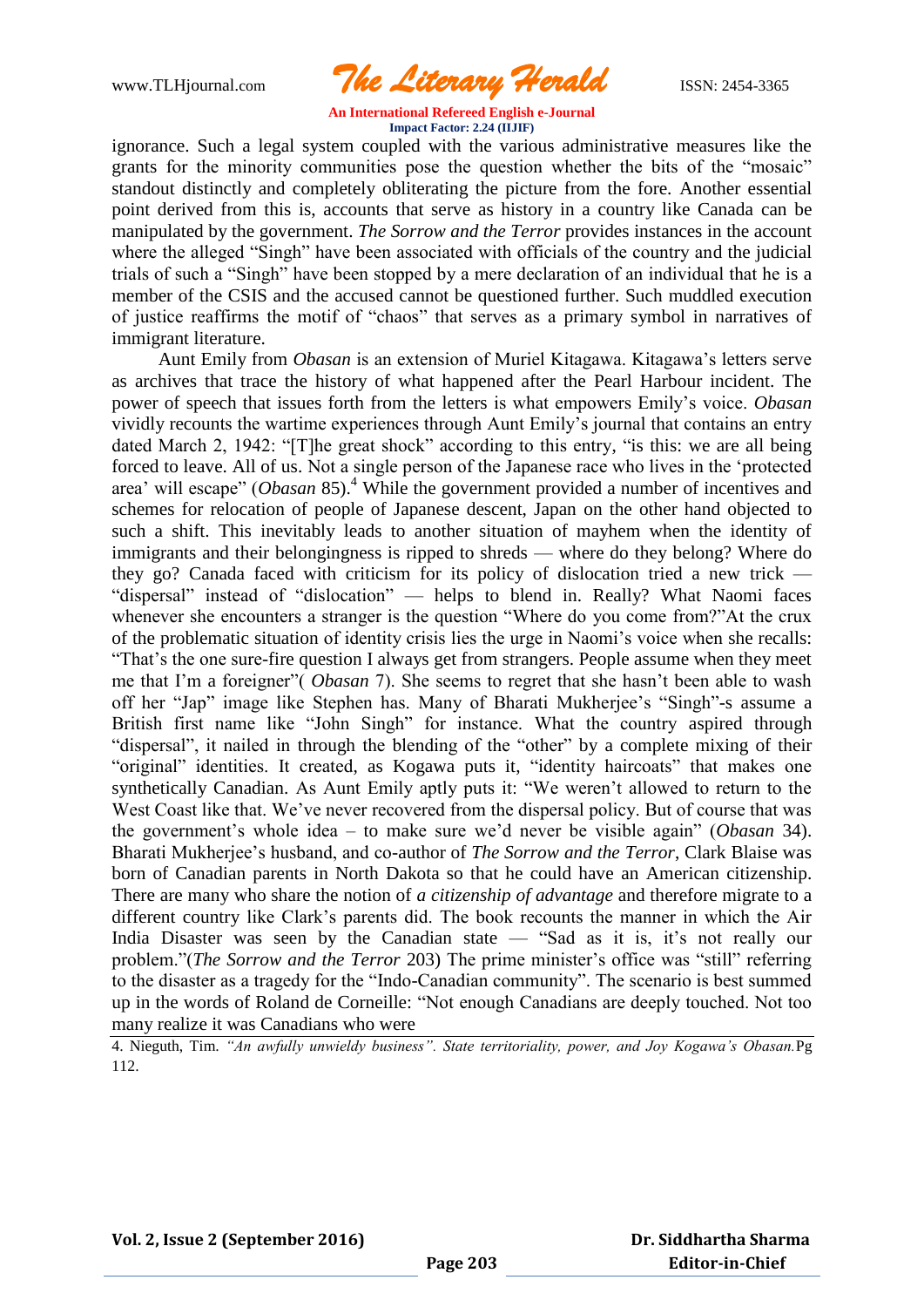ignorance. Such a legal system coupled with the various administrative measures like the grants for the minority communities pose the question whether the bits of the "mosaic" standout distinctly and completely obliterating the picture from the fore. Another essential point derived from this is, accounts that serve as history in a country like Canada can be manipulated by the government. *The Sorrow and the Terror* provides instances in the account where the alleged "Singh" have been associated with officials of the country and the judicial trials of such a "Singh" have been stopped by a mere declaration of an individual that he is a member of the CSIS and the accused cannot be questioned further. Such muddled execution of justice reaffirms the motif of "chaos" that serves as a primary symbol in narratives of immigrant literature.

Aunt Emily from *Obasan* is an extension of Muriel Kitagawa. Kitagawa's letters serve as archives that trace the history of what happened after the Pearl Harbour incident. The power of speech that issues forth from the letters is what empowers Emily's voice. *Obasan* vividly recounts the wartime experiences through Aunt Emily's journal that contains an entry dated March 2, 1942: "[T]he great shock" according to this entry, "is this: we are all being forced to leave. All of us. Not a single person of the Japanese race who lives in the 'protected area' will escape" (*Obasan* 85).[4] While the government provided a number of incentives and schemes for relocation of people of Japanese descent, Japan on the other hand objected to such a shift. This inevitably leads to another situation of mayhem when the identity of immigrants and their belongingness is ripped to shreds — where do they belong? Where do they go? Canada faced with criticism for its policy of dislocation tried a new trick — "dispersal" instead of "dislocation" — helps to blend in. Really? What Naomi faces whenever she encounters a stranger is the question "Where do you come from?"At the crux of the problematic situation of identity crisis lies the urge in Naomi's voice when she recalls: "That's the one sure-fire question I always get from strangers. People assume when they meet me that I'm a foreigner"( *Obasan* 7). She seems to regret that she hasn't been able to wash off her "Jap" image like Stephen has. Many of Bharati Mukherjee's "Singh"-s assume a British first name like "John Singh" for instance. What the country aspired through "dispersal", it nailed in through the blending of the "other" by a complete mixing of their "original" identities. It created, as Kogawa puts it, "identity haircoats" that makes one synthetically Canadian. As Aunt Emily aptly puts it: "We weren't allowed to return to the West Coast like that. We've never recovered from the dispersal policy. But of course that was the government's whole idea – to make sure we'd never be visible again" (*Obasan* 34). Bharati Mukherjee's husband, and co-author of *The Sorrow and the Terror*, Clark Blaise was born of Canadian parents in North Dakota so that he could have an American citizenship. There are many who share the notion of *a citizenship of advantage* and therefore migrate to a different country like Clark's parents did. The book recounts the manner in which the Air India Disaster was seen by the Canadian state — "Sad as it is, it's not really our problem."(*The Sorrow and the Terror* 203) The prime minister's office was "still" referring to the disaster as a tragedy for the "Indo-Canadian community". The scenario is best summed up in the words of Roland de Corneille: "Not enough Canadians are deeply touched. Not too many realize it was Canadians who were

4. Nieguth, Tim. *"An awfully unwieldy business". State territoriality, power, and Joy Kogawa's Obasan.*Pg 112.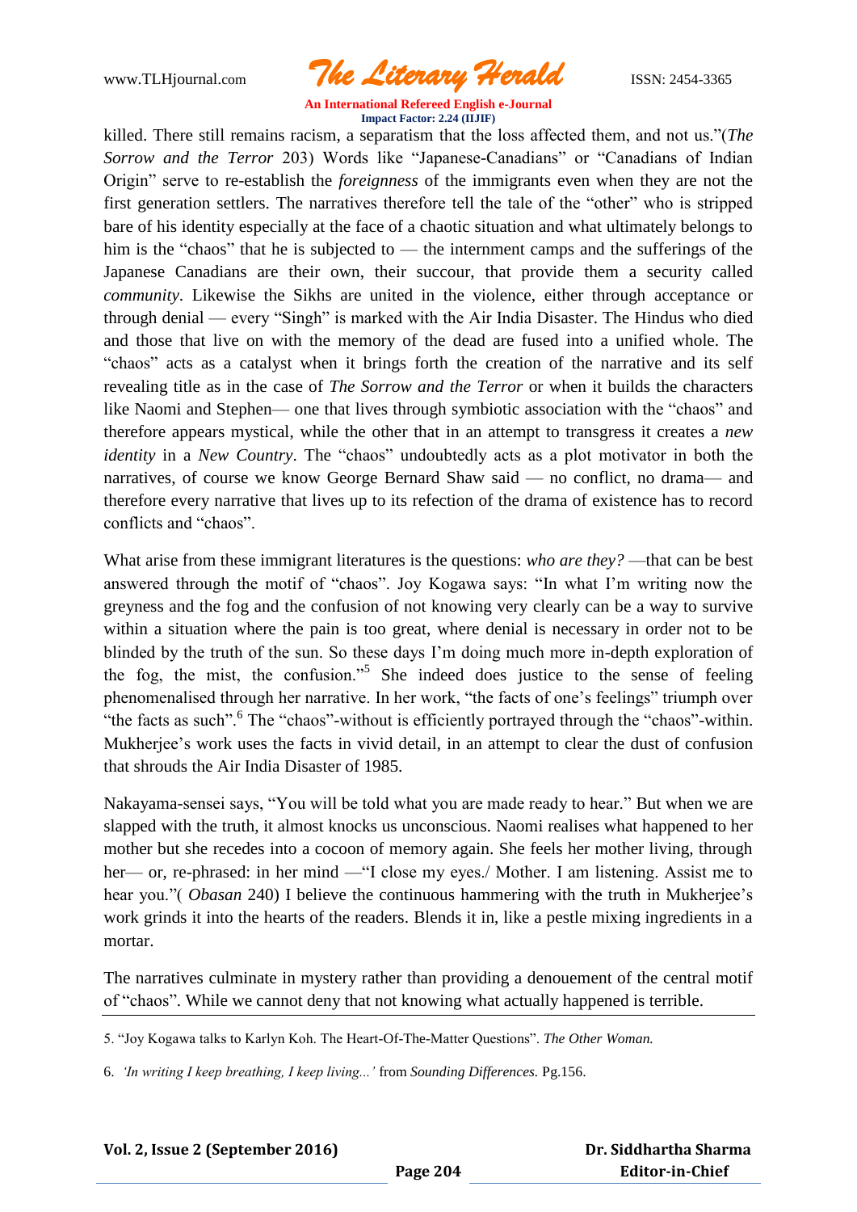killed. There still remains racism, a separatism that the loss affected them, and not us."(*The Sorrow and the Terror* 203) Words like "Japanese-Canadians" or "Canadians of Indian Origin" serve to re-establish the *foreignness* of the immigrants even when they are not the first generation settlers. The narratives therefore tell the tale of the "other" who is stripped bare of his identity especially at the face of a chaotic situation and what ultimately belongs to him is the "chaos" that he is subjected to — the internment camps and the sufferings of the Japanese Canadians are their own, their succour, that provide them a security called *community*. Likewise the Sikhs are united in the violence, either through acceptance or through denial — every "Singh" is marked with the Air India Disaster. The Hindus who died and those that live on with the memory of the dead are fused into a unified whole. The "chaos" acts as a catalyst when it brings forth the creation of the narrative and its self revealing title as in the case of *The Sorrow and the Terror* or when it builds the characters like Naomi and Stephen— one that lives through symbiotic association with the "chaos" and therefore appears mystical, while the other that in an attempt to transgress it creates a *new identity* in a *New Country*. The "chaos" undoubtedly acts as a plot motivator in both the narratives, of course we know George Bernard Shaw said — no conflict, no drama— and therefore every narrative that lives up to its refection of the drama of existence has to record conflicts and "chaos".

What arise from these immigrant literatures is the questions: *who are they?* —that can be best answered through the motif of "chaos". Joy Kogawa says: "In what I'm writing now the greyness and the fog and the confusion of not knowing very clearly can be a way to survive within a situation where the pain is too great, where denial is necessary in order not to be blinded by the truth of the sun. So these days I'm doing much more in-depth exploration of the fog, the mist, the confusion."[5] She indeed does justice to the sense of feeling phenomenalised through her narrative. In her work, "the facts of one's feelings" triumph over "the facts as such".[6] The "chaos"-without is efficiently portrayed through the "chaos"-within. Mukherjee's work uses the facts in vivid detail, in an attempt to clear the dust of confusion that shrouds the Air India Disaster of 1985.

Nakayama-sensei says, "You will be told what you are made ready to hear." But when we are slapped with the truth, it almost knocks us unconscious. Naomi realises what happened to her mother but she recedes into a cocoon of memory again. She feels her mother living, through her— or, re-phrased: in her mind —"I close my eyes./ Mother. I am listening. Assist me to hear you."( *Obasan* 240) I believe the continuous hammering with the truth in Mukherjee's work grinds it into the hearts of the readers. Blends it in, like a pestle mixing ingredients in a mortar.

The narratives culminate in mystery rather than providing a denouement of the central motif of "chaos". While we cannot deny that not knowing what actually happened is terrible.

---

5. "Joy Kogawa talks to Karlyn Koh. The Heart-Of-The-Matter Questions". *The Other Woman.*

6. *'In writing I keep breathing, I keep living...'* from *Sounding Differences.* Pg.156.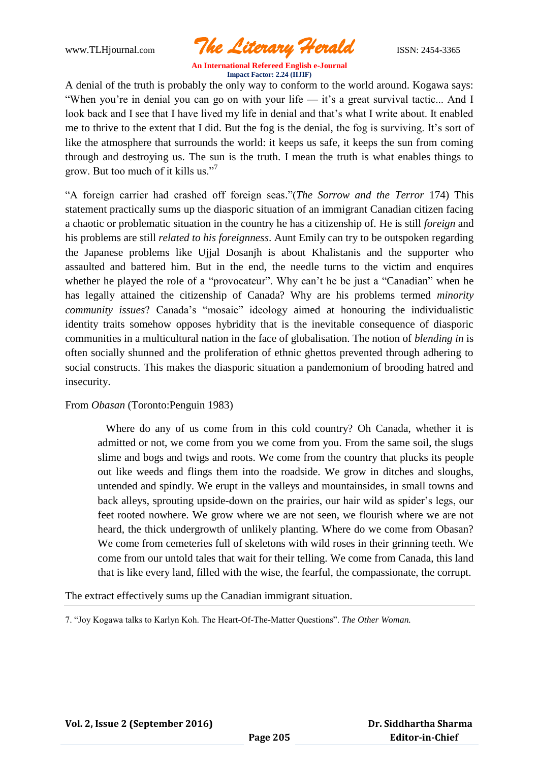A denial of the truth is probably the only way to conform to the world around. Kogawa says: "When you're in denial you can go on with your life — it's a great survival tactic... And I look back and I see that I have lived my life in denial and that's what I write about. It enabled me to thrive to the extent that I did. But the fog is the denial, the fog is surviving. It's sort of like the atmosphere that surrounds the world: it keeps us safe, it keeps the sun from coming through and destroying us. The sun is the truth. I mean the truth is what enables things to grow. But too much of it kills us."[7]

"A foreign carrier had crashed off foreign seas."(*The Sorrow and the Terror* 174) This statement practically sums up the diasporic situation of an immigrant Canadian citizen facing a chaotic or problematic situation in the country he has a citizenship of. He is still *foreign* and his problems are still *related to his foreignness*. Aunt Emily can try to be outspoken regarding the Japanese problems like Ujjal Dosanjh is about Khalistanis and the supporter who assaulted and battered him. But in the end, the needle turns to the victim and enquires whether he played the role of a "provocateur". Why can't he be just a "Canadian" when he has legally attained the citizenship of Canada? Why are his problems termed *minority community issues*? Canada's "mosaic" ideology aimed at honouring the individualistic identity traits somehow opposes hybridity that is the inevitable consequence of diasporic communities in a multicultural nation in the face of globalisation. The notion of *blending in* is often socially shunned and the proliferation of ethnic ghettos prevented through adhering to social constructs. This makes the diasporic situation a pandemonium of brooding hatred and insecurity.

From *Obasan* (Toronto:Penguin 1983)

> Where do any of us come from in this cold country? Oh Canada, whether it is admitted or not, we come from you we come from you. From the same soil, the slugs slime and bogs and twigs and roots. We come from the country that plucks its people out like weeds and flings them into the roadside. We grow in ditches and sloughs, untended and spindly. We erupt in the valleys and mountainsides, in small towns and back alleys, sprouting upside-down on the prairies, our hair wild as spider's legs, our feet rooted nowhere. We grow where we are not seen, we flourish where we are not heard, the thick undergrowth of unlikely planting. Where do we come from Obasan? We come from cemeteries full of skeletons with wild roses in their grinning teeth. We come from our untold tales that wait for their telling. We come from Canada, this land that is like every land, filled with the wise, the fearful, the compassionate, the corrupt.

The extract effectively sums up the Canadian immigrant situation.

---

7. "Joy Kogawa talks to Karlyn Koh. The Heart-Of-The-Matter Questions". *The Other Woman.*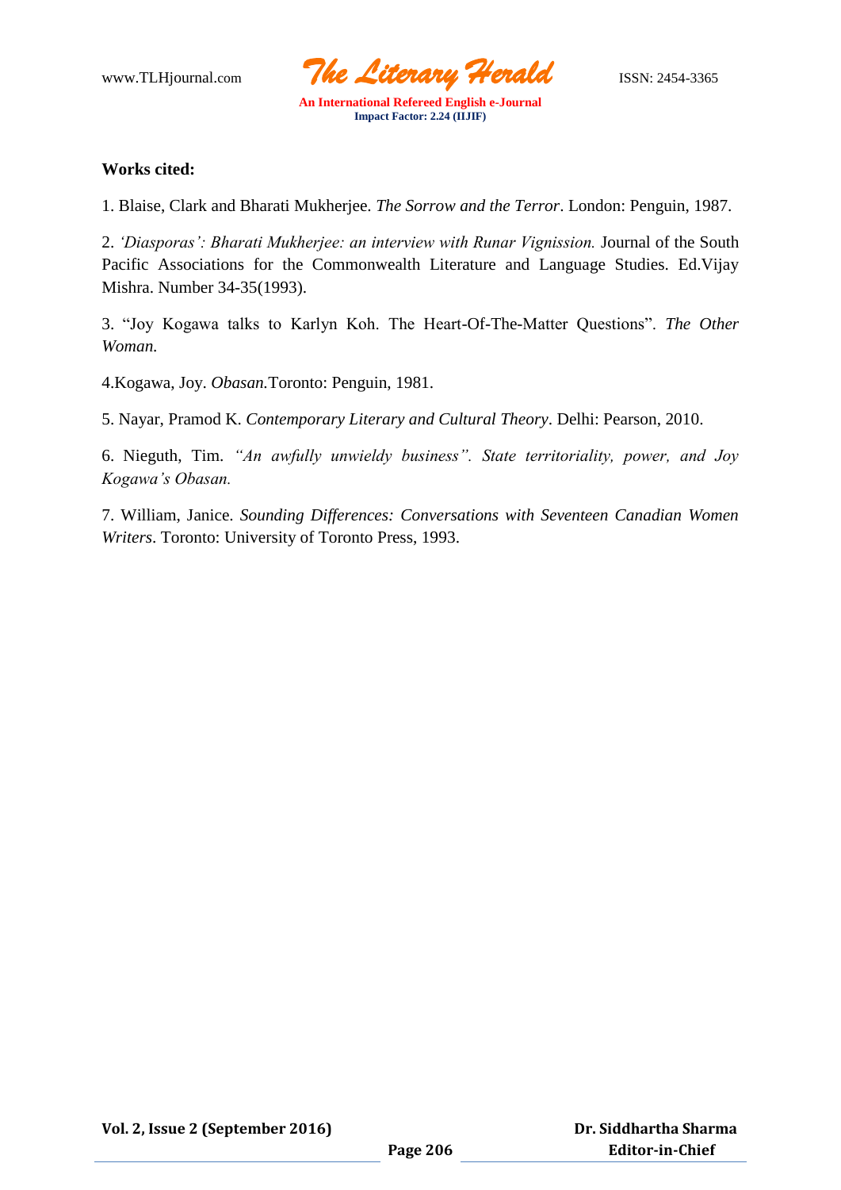**Works cited:**

1. Blaise, Clark and Bharati Mukherjee. *The Sorrow and the Terror*. London: Penguin, 1987.

2. *'Diasporas': Bharati Mukherjee: an interview with Runar Vignission.* Journal of the South Pacific Associations for the Commonwealth Literature and Language Studies. Ed.Vijay Mishra. Number 34-35(1993).

3. "Joy Kogawa talks to Karlyn Koh. The Heart-Of-The-Matter Questions". *The Other Woman.*

4.Kogawa, Joy. *Obasan.*Toronto: Penguin, 1981.

5. Nayar, Pramod K. *Contemporary Literary and Cultural Theory*. Delhi: Pearson, 2010.

6. Nieguth, Tim. *"An awfully unwieldy business". State territoriality, power, and Joy Kogawa's Obasan.*

7. William, Janice. *Sounding Differences: Conversations with Seventeen Canadian Women Writers*. Toronto: University of Toronto Press, 1993.